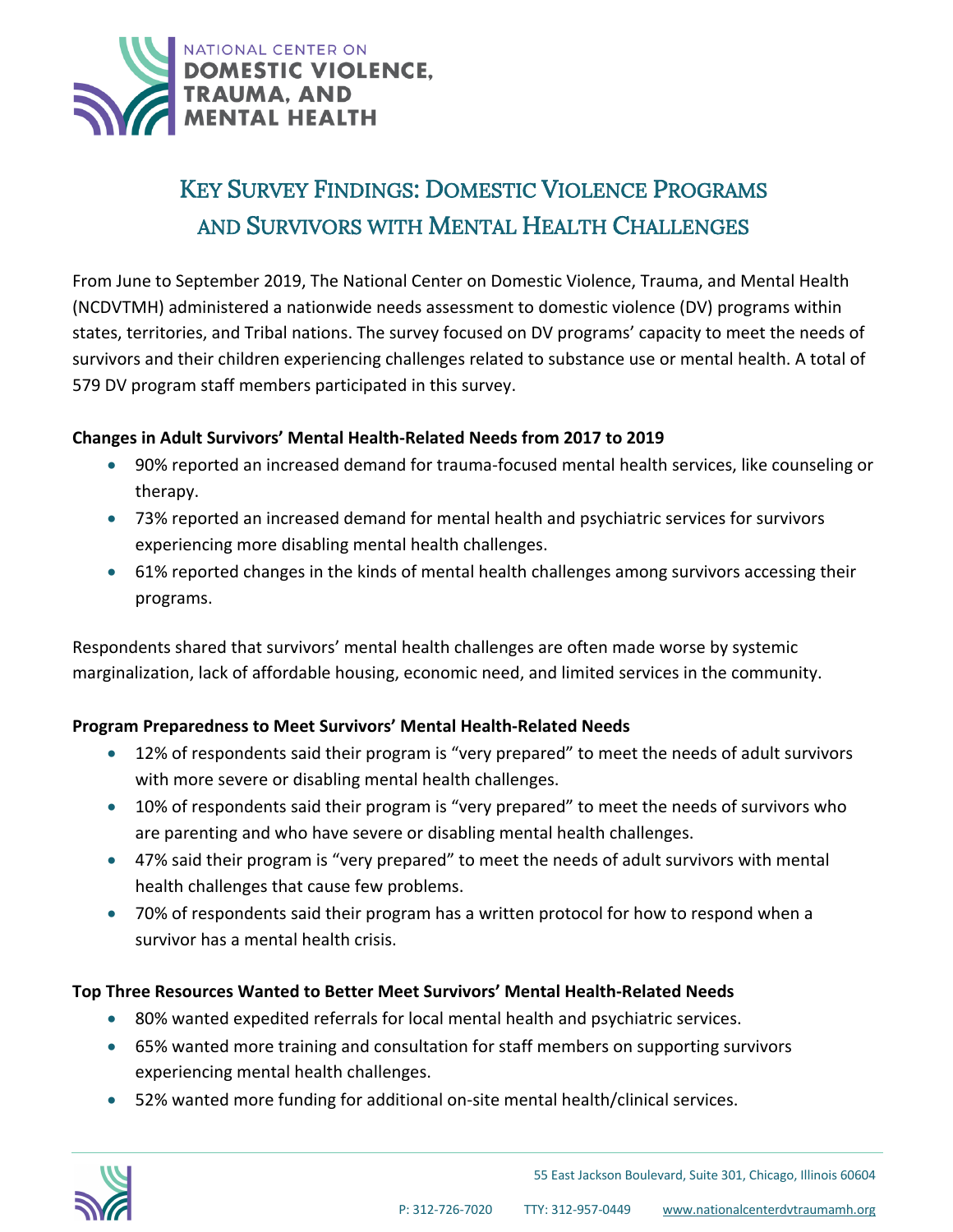NATIONAL CENTER ON
**DOMESTIC VIOLENCE, TRAUMA, AND MENTAL HEALTH**

# Key Survey Findings: Domestic Violence Programs and Survivors with Mental Health Challenges

From June to September 2019, The National Center on Domestic Violence, Trauma, and Mental Health (NCDVTMH) administered a nationwide needs assessment to domestic violence (DV) programs within states, territories, and Tribal nations. The survey focused on DV programs' capacity to meet the needs of survivors and their children experiencing challenges related to substance use or mental health. A total of 579 DV program staff members participated in this survey.

**Changes in Adult Survivors' Mental Health-Related Needs from 2017 to 2019**

- 90% reported an increased demand for trauma-focused mental health services, like counseling or therapy.
- 73% reported an increased demand for mental health and psychiatric services for survivors experiencing more disabling mental health challenges.
- 61% reported changes in the kinds of mental health challenges among survivors accessing their programs.

Respondents shared that survivors' mental health challenges are often made worse by systemic marginalization, lack of affordable housing, economic need, and limited services in the community.

**Program Preparedness to Meet Survivors' Mental Health-Related Needs**

- 12% of respondents said their program is "very prepared" to meet the needs of adult survivors with more severe or disabling mental health challenges.
- 10% of respondents said their program is "very prepared" to meet the needs of survivors who are parenting and who have severe or disabling mental health challenges.
- 47% said their program is "very prepared" to meet the needs of adult survivors with mental health challenges that cause few problems.
- 70% of respondents said their program has a written protocol for how to respond when a survivor has a mental health crisis.

**Top Three Resources Wanted to Better Meet Survivors' Mental Health-Related Needs**

- 80% wanted expedited referrals for local mental health and psychiatric services.
- 65% wanted more training and consultation for staff members on supporting survivors experiencing mental health challenges.
- 52% wanted more funding for additional on-site mental health/clinical services.

55 East Jackson Boulevard, Suite 301, Chicago, Illinois 60604

P: 312-726-7020 TTY: 312-957-0449 www.nationalcenterdvtraumamh.org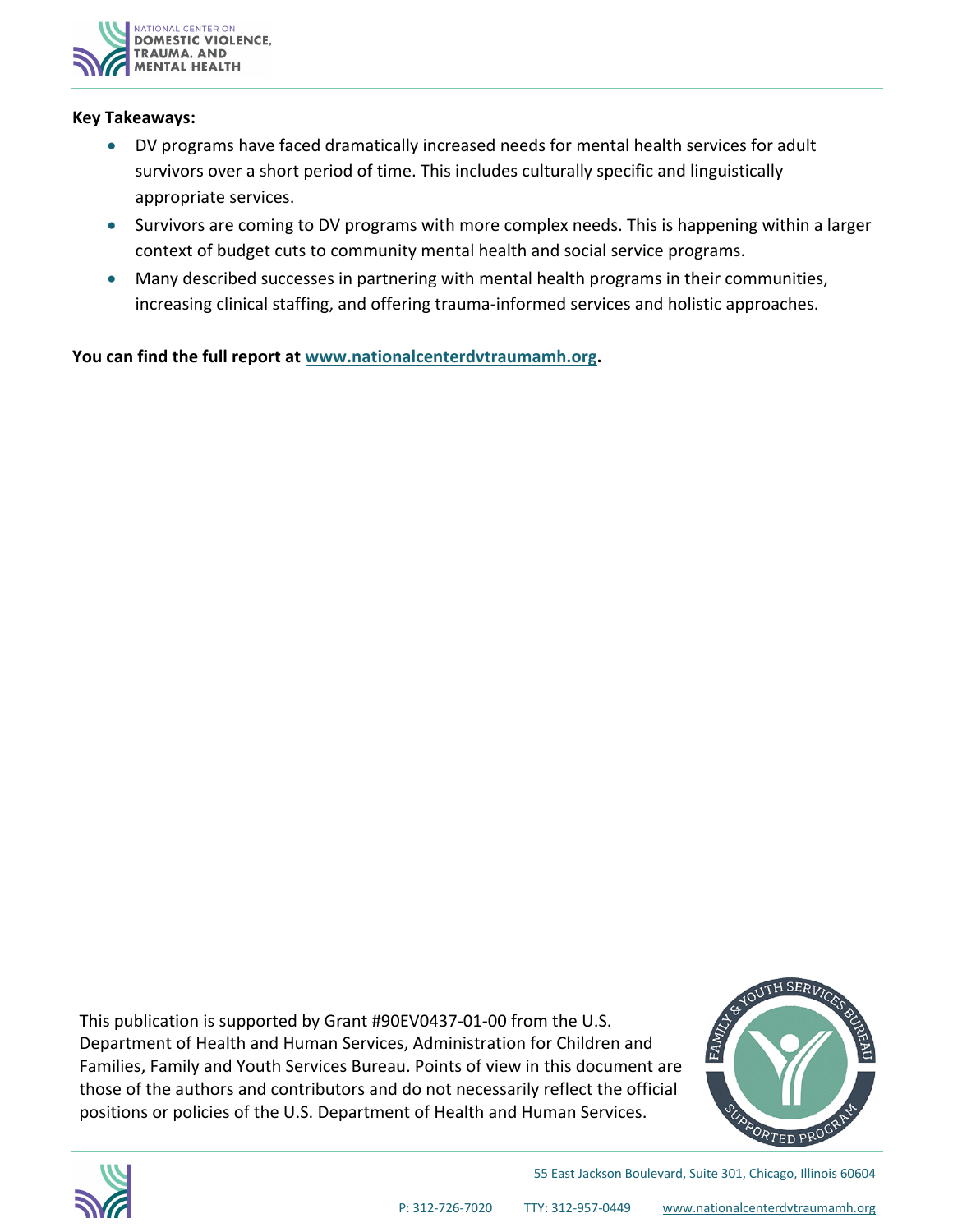**Key Takeaways:**

- DV programs have faced dramatically increased needs for mental health services for adult survivors over a short period of time. This includes culturally specific and linguistically appropriate services.
- Survivors are coming to DV programs with more complex needs. This is happening within a larger context of budget cuts to community mental health and social service programs.
- Many described successes in partnering with mental health programs in their communities, increasing clinical staffing, and offering trauma-informed services and holistic approaches.

**You can find the full report at [www.nationalcenterdvtraumamh.org](http://www.nationalcenterdvtraumamh.org).**

This publication is supported by Grant #90EV0437-01-00 from the U.S. Department of Health and Human Services, Administration for Children and Families, Family and Youth Services Bureau. Points of view in this document are those of the authors and contributors and do not necessarily reflect the official positions or policies of the U.S. Department of Health and Human Services.

55 East Jackson Boulevard, Suite 301, Chicago, Illinois 60604

P: 312-726-7020 TTY: 312-957-0449 www.nationalcenterdvtraumamh.org